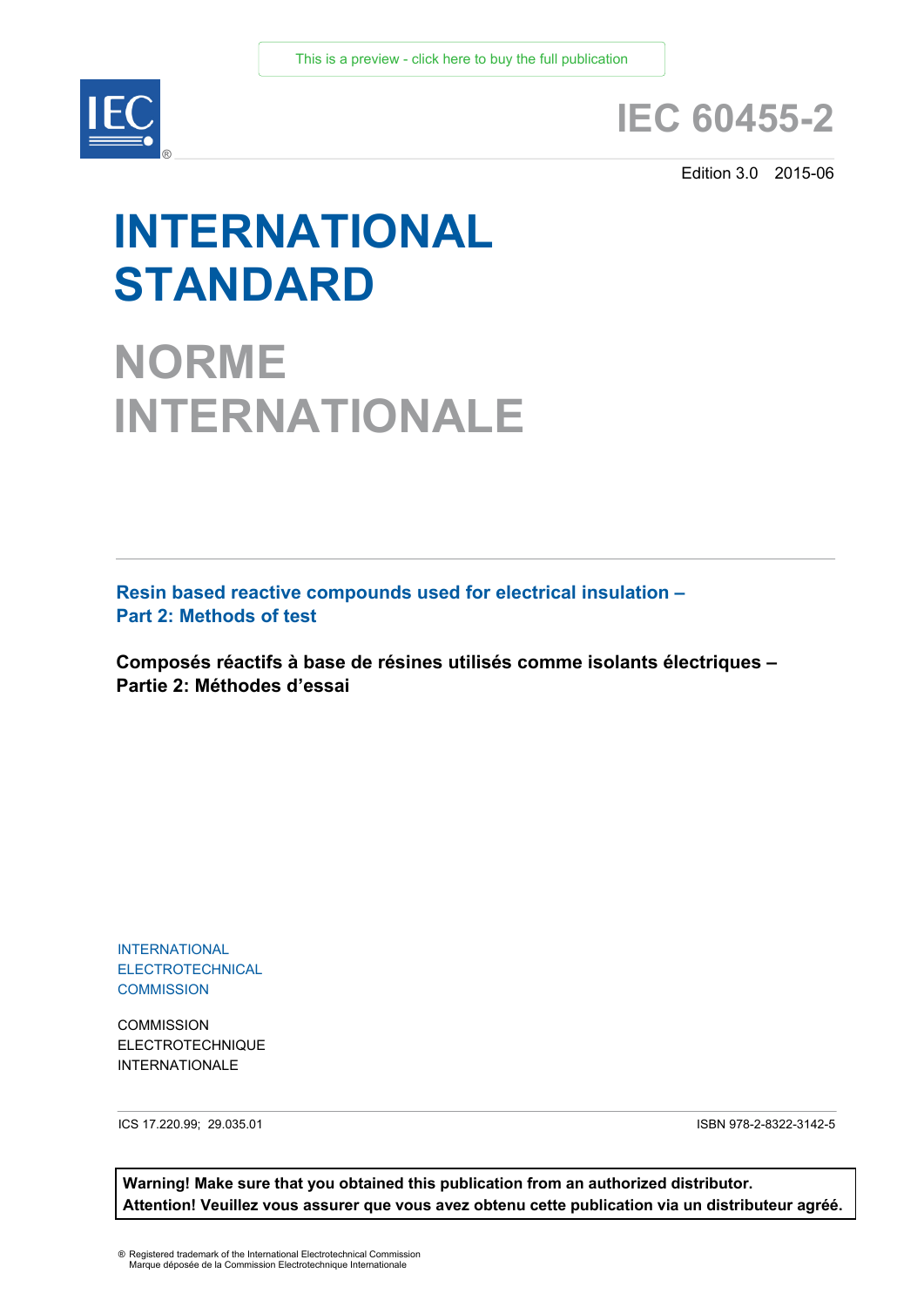This is a preview - click here to buy the full publication

# IEC 60455-2

Edition 3.0 2015-06

# INTERNATIONAL STANDARD

# NORME INTERNATIONALE

**Resin based reactive compounds used for electrical insulation –**
**Part 2: Methods of test**

**Composés réactifs à base de résines utilisés comme isolants électriques –**
**Partie 2: Méthodes d'essai**

INTERNATIONAL
ELECTROTECHNICAL
COMMISSION

COMMISSION
ELECTROTECHNIQUE
INTERNATIONALE

ICS 17.220.99; 29.035.01

ISBN 978-2-8322-3142-5

**Warning! Make sure that you obtained this publication from an authorized distributor.**
**Attention! Veuillez vous assurer que vous avez obtenu cette publication via un distributeur agréé.**

® Registered trademark of the International Electrotechnical Commission
Marque déposée de la Commission Electrotechnique Internationale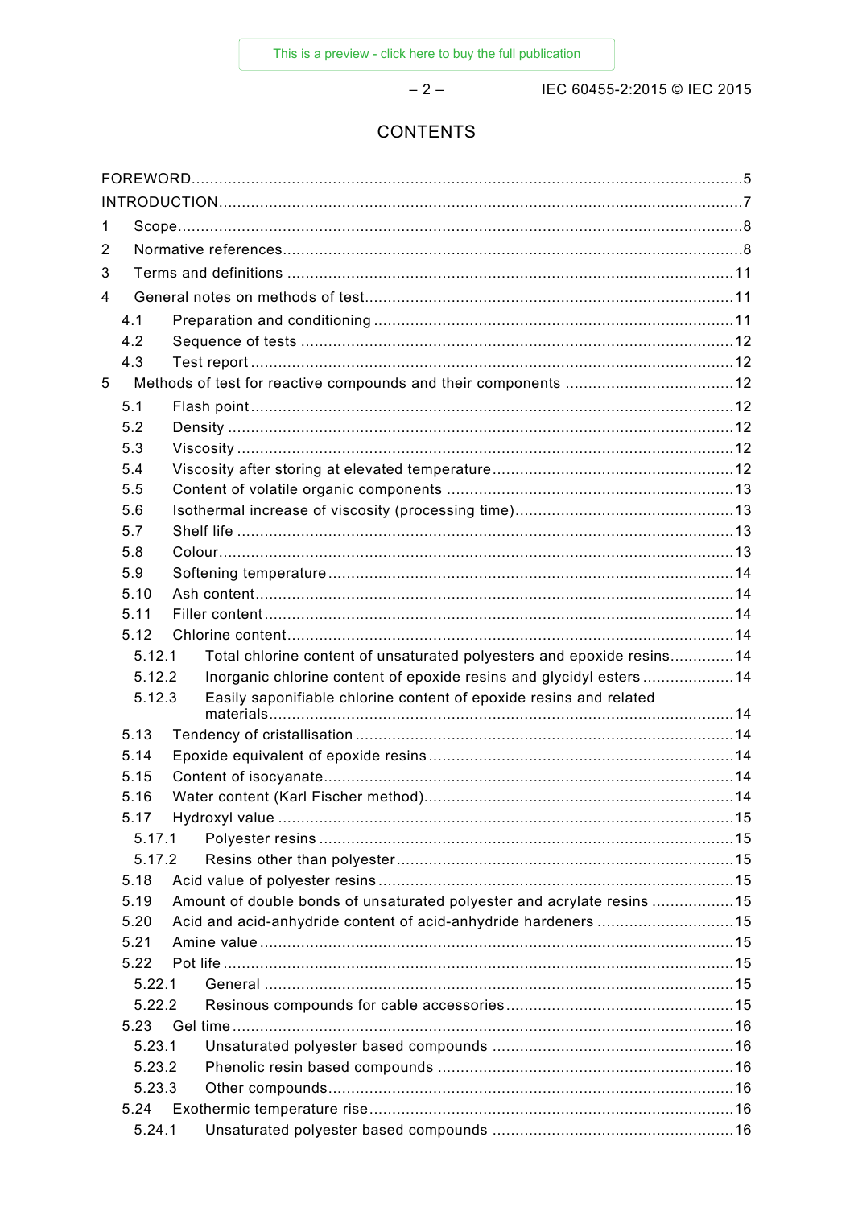# CONTENTS

FOREWORD ........................................................................................................................ 5
INTRODUCTION .................................................................................................................. 7
1 Scope .............................................................................................................................. 8
2 Normative references ...................................................................................................... 8
3 Terms and definitions .................................................................................................... 11
4 General notes on methods of test .................................................................................. 11
4.1 Preparation and conditioning ................................................................................ 11
4.2 Sequence of tests ................................................................................................. 12
4.3 Test report ............................................................................................................ 12
5 Methods of test for reactive compounds and their components ...................................... 12
5.1 Flash point ............................................................................................................ 12
5.2 Density ................................................................................................................. 12
5.3 Viscosity ............................................................................................................... 12
5.4 Viscosity after storing at elevated temperature ..................................................... 12
5.5 Content of volatile organic components ................................................................ 13
5.6 Isothermal increase of viscosity (processing time) ................................................ 13
5.7 Shelf life ............................................................................................................... 13
5.8 Colour ................................................................................................................... 13
5.9 Softening temperature .......................................................................................... 14
5.10 Ash content .......................................................................................................... 14
5.11 Filler content ........................................................................................................ 14
5.12 Chlorine content ................................................................................................... 14
5.12.1 Total chlorine content of unsaturated polyesters and epoxide resins ............. 14
5.12.2 Inorganic chlorine content of epoxide resins and glycidyl esters .................... 14
5.12.3 Easily saponifiable chlorine content of epoxide resins and related materials ... 14
5.13 Tendency of cristallisation .................................................................................... 14
5.14 Epoxide equivalent of epoxide resins .................................................................... 14
5.15 Content of isocyanate ........................................................................................... 14
5.16 Water content (Karl Fischer method) ..................................................................... 14
5.17 Hydroxyl value ...................................................................................................... 15
5.17.1 Polyester resins ........................................................................................... 15
5.17.2 Resins other than polyester .......................................................................... 15
5.18 Acid value of polyester resins ............................................................................... 15
5.19 Amount of double bonds of unsaturated polyester and acrylate resins .................. 15
5.20 Acid and acid-anhydride content of acid-anhydride hardeners .............................. 15
5.21 Amine value .......................................................................................................... 15
5.22 Pot life .................................................................................................................. 15
5.22.1 General ........................................................................................................ 15
5.22.2 Resinous compounds for cable accessories .................................................. 15
5.23 Gel time ................................................................................................................ 16
5.23.1 Unsaturated polyester based compounds ..................................................... 16
5.23.2 Phenolic resin based compounds ................................................................. 16
5.23.3 Other compounds ......................................................................................... 16
5.24 Exothermic temperature rise ................................................................................. 16
5.24.1 Unsaturated polyester based compounds ..................................................... 16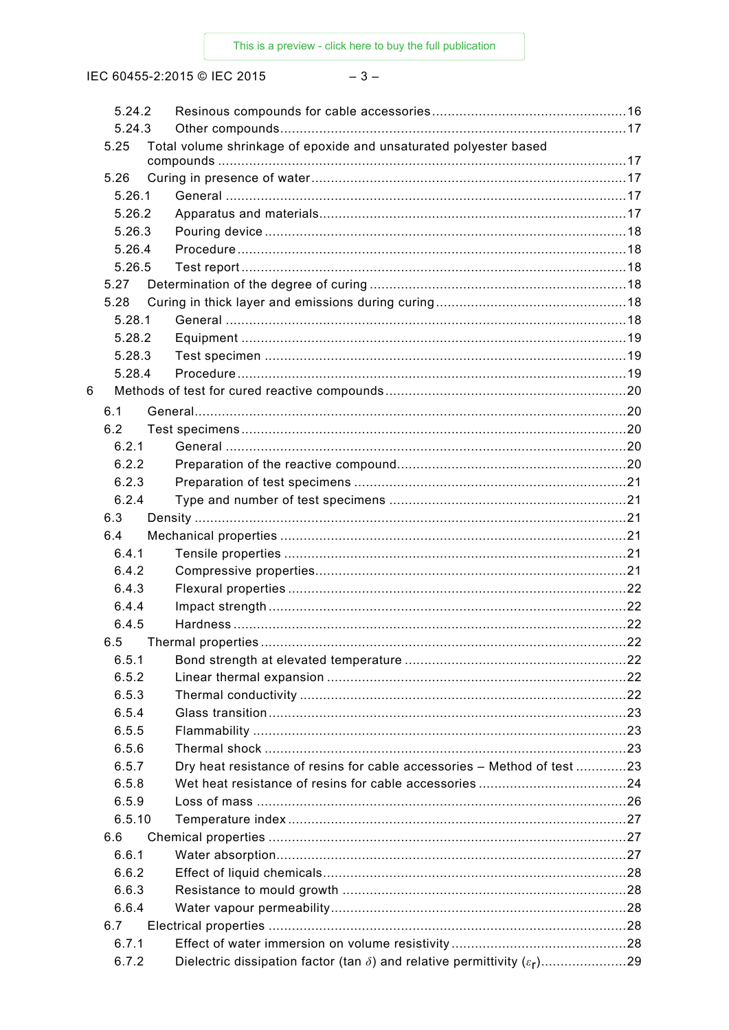5.24.2 Resinous compounds for cable accessories ..................................................16
5.24.3 Other compounds ........................................................................................17
5.25 Total volume shrinkage of epoxide and unsaturated polyester based compounds .........................................................................................................17
5.26 Curing in presence of water ................................................................................17
5.26.1 General .......................................................................................................17
5.26.2 Apparatus and materials ..............................................................................17
5.26.3 Pouring device ............................................................................................18
5.26.4 Procedure ...................................................................................................18
5.26.5 Test report ..................................................................................................18
5.27 Determination of the degree of curing ..................................................................18
5.28 Curing in thick layer and emissions during curing .................................................18
5.28.1 General .......................................................................................................18
5.28.2 Equipment ..................................................................................................19
5.28.3 Test specimen .............................................................................................19
5.28.4 Procedure ...................................................................................................19
6 Methods of test for cured reactive compounds ..............................................................20
6.1 General ..............................................................................................................20
6.2 Test specimens ...................................................................................................20
6.2.1 General .......................................................................................................20
6.2.2 Preparation of the reactive compound ...........................................................20
6.2.3 Preparation of test specimens ......................................................................21
6.2.4 Type and number of test specimens .............................................................21
6.3 Density ..............................................................................................................21
6.4 Mechanical properties .........................................................................................21
6.4.1 Tensile properties ........................................................................................21
6.4.2 Compressive properties ................................................................................21
6.4.3 Flexural properties .......................................................................................22
6.4.4 Impact strength ............................................................................................22
6.4.5 Hardness .....................................................................................................22
6.5 Thermal properties ..............................................................................................22
6.5.1 Bond strength at elevated temperature .........................................................22
6.5.2 Linear thermal expansion .............................................................................22
6.5.3 Thermal conductivity ....................................................................................22
6.5.4 Glass transition ............................................................................................23
6.5.5 Flammability ................................................................................................23
6.5.6 Thermal shock .............................................................................................23
6.5.7 Dry heat resistance of resins for cable accessories – Method of test .............23
6.5.8 Wet heat resistance of resins for cable accessories ......................................24
6.5.9 Loss of mass ...............................................................................................26
6.5.10 Temperature index .......................................................................................27
6.6 Chemical properties ............................................................................................27
6.6.1 Water absorption ..........................................................................................27
6.6.2 Effect of liquid chemicals ..............................................................................28
6.6.3 Resistance to mould growth .........................................................................28
6.6.4 Water vapour permeability ............................................................................28
6.7 Electrical properties ............................................................................................28
6.7.1 Effect of water immersion on volume resistivity .............................................28
6.7.2 Dielectric dissipation factor (tan $\delta$) and relative permittivity ($\varepsilon_r$) .......................29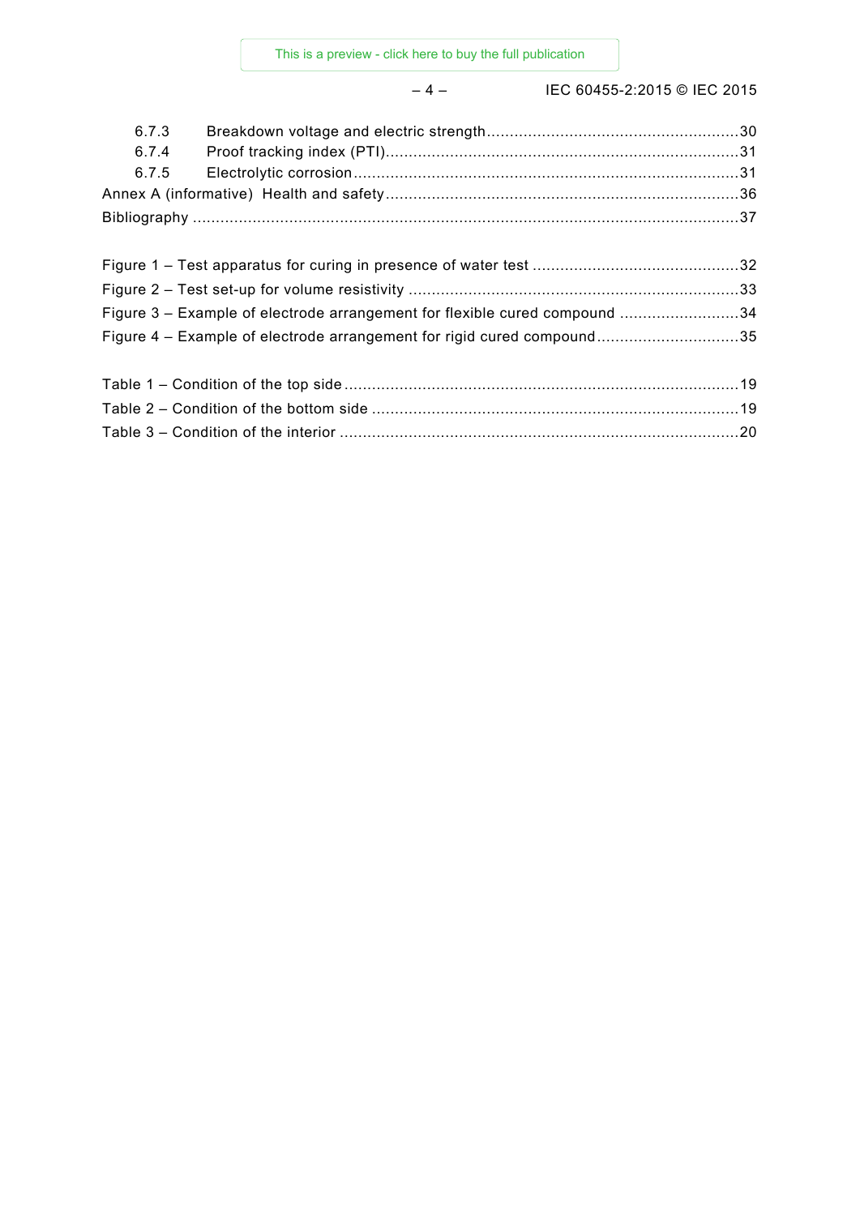6.7.3 Breakdown voltage and electric strength ......................................................30
6.7.4 Proof tracking index (PTI)............................................................................31
6.7.5 Electrolytic corrosion...................................................................................31
Annex A (informative) Health and safety............................................................................36
Bibliography .......................................................................................................................37

Figure 1 – Test apparatus for curing in presence of water test ............................................32
Figure 2 – Test set-up for volume resistivity .......................................................................33
Figure 3 – Example of electrode arrangement for flexible cured compound ..........................34
Figure 4 – Example of electrode arrangement for rigid cured compound...............................35

Table 1 – Condition of the top side .....................................................................................19
Table 2 – Condition of the bottom side ................................................................................19
Table 3 – Condition of the interior ......................................................................................20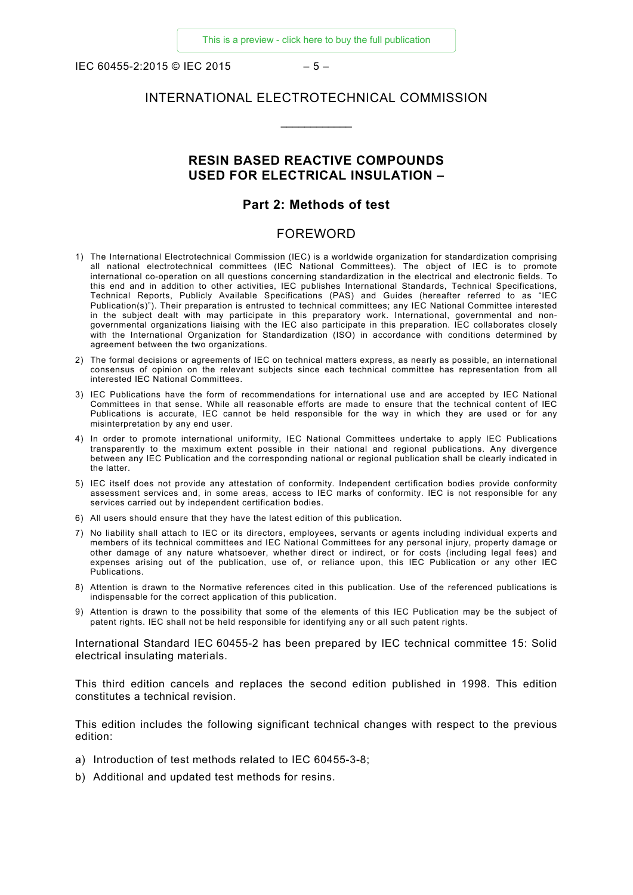# INTERNATIONAL ELECTROTECHNICAL COMMISSION

___________

## RESIN BASED REACTIVE COMPOUNDS USED FOR ELECTRICAL INSULATION –

### Part 2: Methods of test

## FOREWORD

1) The International Electrotechnical Commission (IEC) is a worldwide organization for standardization comprising all national electrotechnical committees (IEC National Committees). The object of IEC is to promote international co-operation on all questions concerning standardization in the electrical and electronic fields. To this end and in addition to other activities, IEC publishes International Standards, Technical Specifications, Technical Reports, Publicly Available Specifications (PAS) and Guides (hereafter referred to as "IEC Publication(s)"). Their preparation is entrusted to technical committees; any IEC National Committee interested in the subject dealt with may participate in this preparatory work. International, governmental and non-governmental organizations liaising with the IEC also participate in this preparation. IEC collaborates closely with the International Organization for Standardization (ISO) in accordance with conditions determined by agreement between the two organizations.
2) The formal decisions or agreements of IEC on technical matters express, as nearly as possible, an international consensus of opinion on the relevant subjects since each technical committee has representation from all interested IEC National Committees.
3) IEC Publications have the form of recommendations for international use and are accepted by IEC National Committees in that sense. While all reasonable efforts are made to ensure that the technical content of IEC Publications is accurate, IEC cannot be held responsible for the way in which they are used or for any misinterpretation by any end user.
4) In order to promote international uniformity, IEC National Committees undertake to apply IEC Publications transparently to the maximum extent possible in their national and regional publications. Any divergence between any IEC Publication and the corresponding national or regional publication shall be clearly indicated in the latter.
5) IEC itself does not provide any attestation of conformity. Independent certification bodies provide conformity assessment services and, in some areas, access to IEC marks of conformity. IEC is not responsible for any services carried out by independent certification bodies.
6) All users should ensure that they have the latest edition of this publication.
7) No liability shall attach to IEC or its directors, employees, servants or agents including individual experts and members of its technical committees and IEC National Committees for any personal injury, property damage or other damage of any nature whatsoever, whether direct or indirect, or for costs (including legal fees) and expenses arising out of the publication, use of, or reliance upon, this IEC Publication or any other IEC Publications.
8) Attention is drawn to the Normative references cited in this publication. Use of the referenced publications is indispensable for the correct application of this publication.
9) Attention is drawn to the possibility that some of the elements of this IEC Publication may be the subject of patent rights. IEC shall not be held responsible for identifying any or all such patent rights.

International Standard IEC 60455-2 has been prepared by IEC technical committee 15: Solid electrical insulating materials.

This third edition cancels and replaces the second edition published in 1998. This edition constitutes a technical revision.

This edition includes the following significant technical changes with respect to the previous edition:

a) Introduction of test methods related to IEC 60455-3-8;
b) Additional and updated test methods for resins.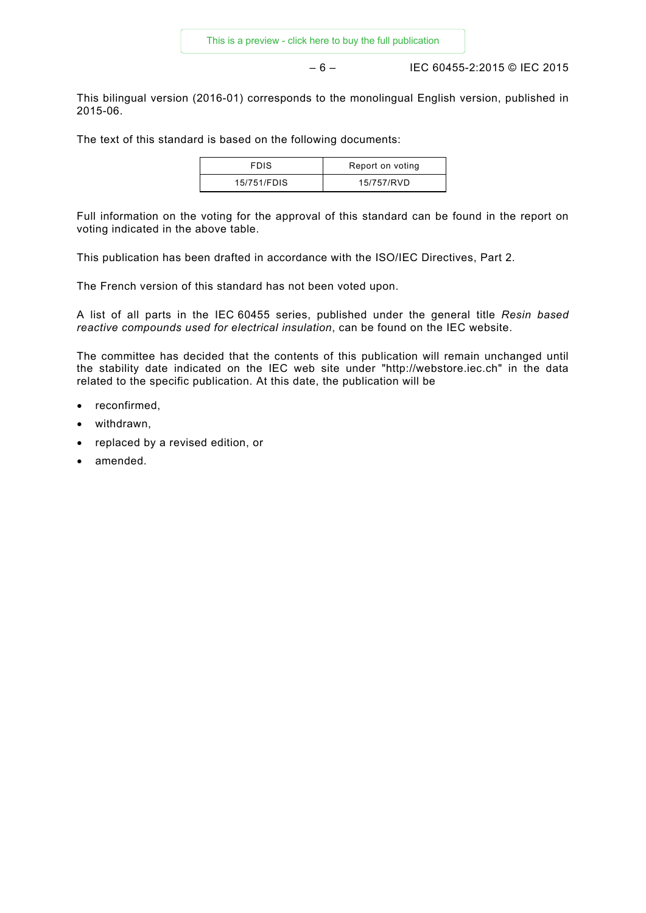This bilingual version (2016-01) corresponds to the monolingual English version, published in 2015-06.

The text of this standard is based on the following documents:

| FDIS | Report on voting |
|---|---|
| 15/751/FDIS | 15/757/RVD |

Full information on the voting for the approval of this standard can be found in the report on voting indicated in the above table.

This publication has been drafted in accordance with the ISO/IEC Directives, Part 2.

The French version of this standard has not been voted upon.

A list of all parts in the IEC 60455 series, published under the general title *Resin based reactive compounds used for electrical insulation*, can be found on the IEC website.

The committee has decided that the contents of this publication will remain unchanged until the stability date indicated on the IEC web site under "http://webstore.iec.ch" in the data related to the specific publication. At this date, the publication will be

- reconfirmed,
- withdrawn,
- replaced by a revised edition, or
- amended.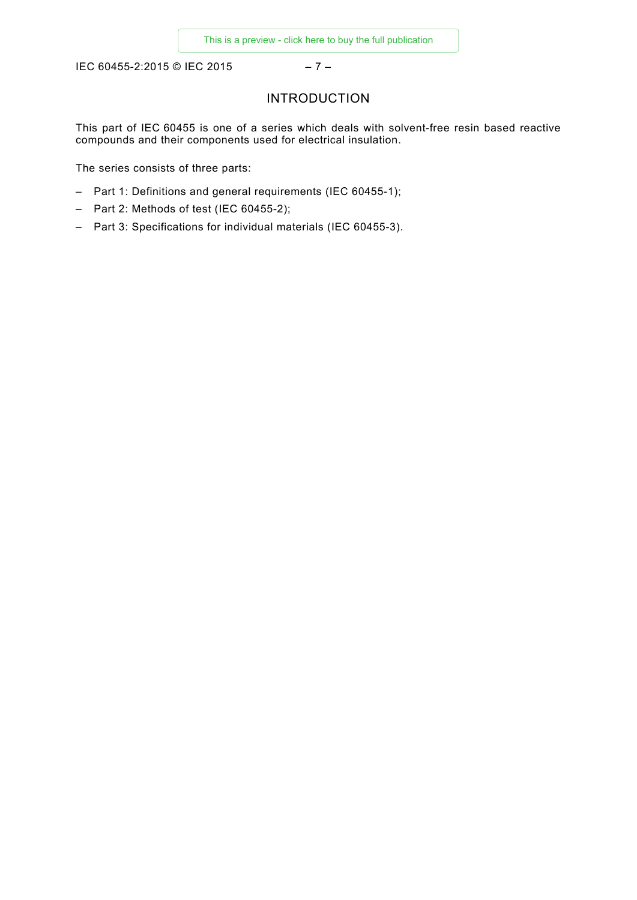# INTRODUCTION

This part of IEC 60455 is one of a series which deals with solvent-free resin based reactive compounds and their components used for electrical insulation.

The series consists of three parts:

- Part 1: Definitions and general requirements (IEC 60455-1);
- Part 2: Methods of test (IEC 60455-2);
- Part 3: Specifications for individual materials (IEC 60455-3).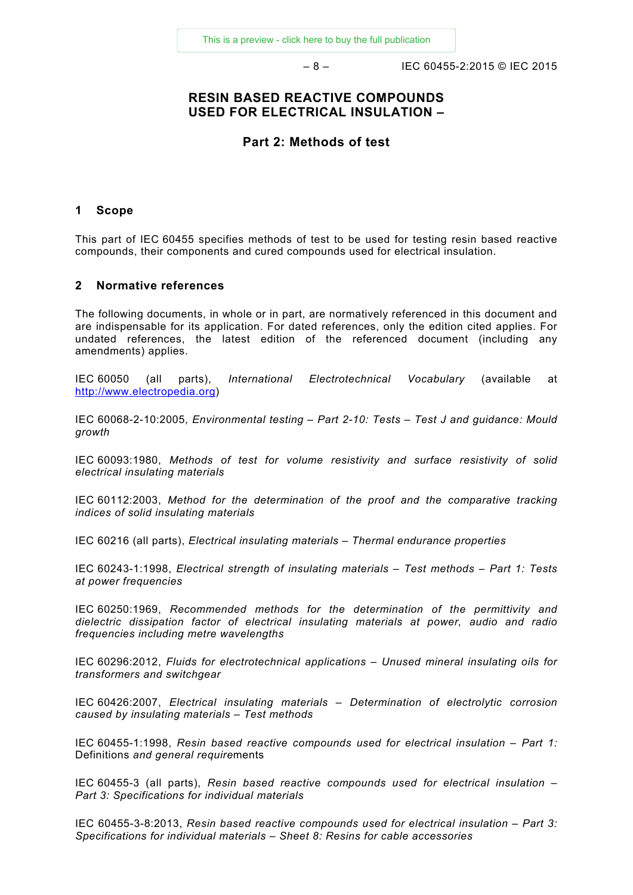# RESIN BASED REACTIVE COMPOUNDS USED FOR ELECTRICAL INSULATION –

## Part 2: Methods of test

## 1 Scope

This part of IEC 60455 specifies methods of test to be used for testing resin based reactive compounds, their components and cured compounds used for electrical insulation.

## 2 Normative references

The following documents, in whole or in part, are normatively referenced in this document and are indispensable for its application. For dated references, only the edition cited applies. For undated references, the latest edition of the referenced document (including any amendments) applies.

IEC 60050 (all parts), *International Electrotechnical Vocabulary* (available at http://www.electropedia.org)

IEC 60068-2-10:2005, *Environmental testing – Part 2-10: Tests – Test J and guidance: Mould growth*

IEC 60093:1980, *Methods of test for volume resistivity and surface resistivity of solid electrical insulating materials*

IEC 60112:2003, *Method for the determination of the proof and the comparative tracking indices of solid insulating materials*

IEC 60216 (all parts), *Electrical insulating materials – Thermal endurance properties*

IEC 60243-1:1998, *Electrical strength of insulating materials – Test methods – Part 1: Tests at power frequencies*

IEC 60250:1969, *Recommended methods for the determination of the permittivity and dielectric dissipation factor of electrical insulating materials at power, audio and radio frequencies including metre wavelengths*

IEC 60296:2012, *Fluids for electrotechnical applications – Unused mineral insulating oils for transformers and switchgear*

IEC 60426:2007, *Electrical insulating materials – Determination of electrolytic corrosion caused by insulating materials – Test methods*

IEC 60455-1:1998, *Resin based reactive compounds used for electrical insulation – Part 1:* Definitions *and general requir*ements

IEC 60455-3 (all parts), *Resin based reactive compounds used for electrical insulation – Part 3: Specifications for individual materials*

IEC 60455-3-8:2013, *Resin based reactive compounds used for electrical insulation – Part 3: Specifications for individual materials – Sheet 8: Resins for cable accessories*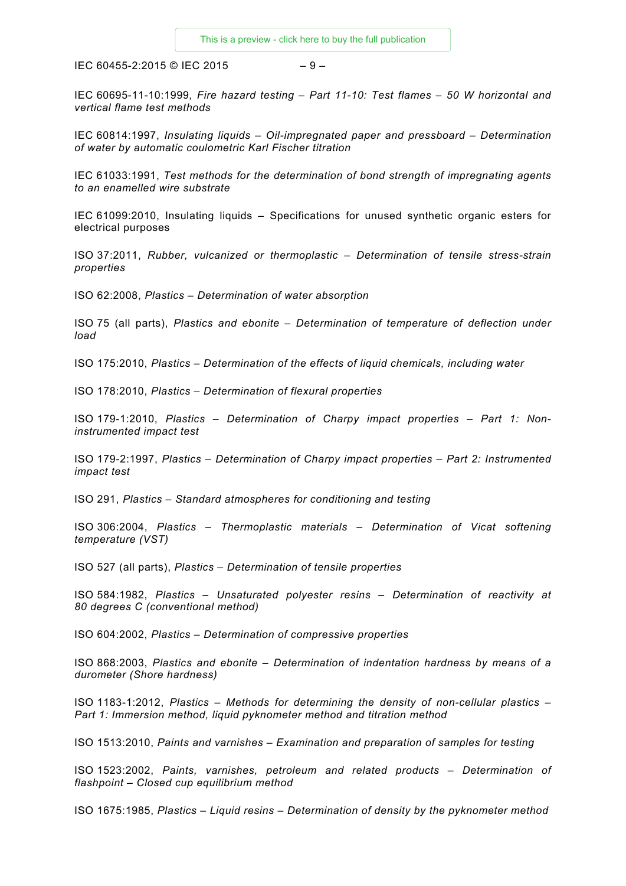IEC 60695-11-10:1999, *Fire hazard testing – Part 11-10: Test flames – 50 W horizontal and vertical flame test methods*

IEC 60814:1997, *Insulating liquids – Oil-impregnated paper and pressboard – Determination of water by automatic coulometric Karl Fischer titration*

IEC 61033:1991, *Test methods for the determination of bond strength of impregnating agents to an enamelled wire substrate*

IEC 61099:2010, Insulating liquids – Specifications for unused synthetic organic esters for electrical purposes

ISO 37:2011, *Rubber, vulcanized or thermoplastic – Determination of tensile stress-strain properties*

ISO 62:2008, *Plastics – Determination of water absorption*

ISO 75 (all parts), *Plastics and ebonite – Determination of temperature of deflection under load*

ISO 175:2010, *Plastics – Determination of the effects of liquid chemicals, including water*

ISO 178:2010, *Plastics – Determination of flexural properties*

ISO 179-1:2010, *Plastics – Determination of Charpy impact properties – Part 1: Non-instrumented impact test*

ISO 179-2:1997, *Plastics – Determination of Charpy impact properties – Part 2: Instrumented impact test*

ISO 291, *Plastics – Standard atmospheres for conditioning and testing*

ISO 306:2004, *Plastics – Thermoplastic materials – Determination of Vicat softening temperature (VST)*

ISO 527 (all parts), *Plastics – Determination of tensile properties*

ISO 584:1982, *Plastics – Unsaturated polyester resins – Determination of reactivity at 80 degrees C (conventional method)*

ISO 604:2002, *Plastics – Determination of compressive properties*

ISO 868:2003, *Plastics and ebonite – Determination of indentation hardness by means of a durometer (Shore hardness)*

ISO 1183-1:2012, *Plastics – Methods for determining the density of non-cellular plastics – Part 1: Immersion method, liquid pyknometer method and titration method*

ISO 1513:2010, *Paints and varnishes – Examination and preparation of samples for testing*

ISO 1523:2002, *Paints, varnishes, petroleum and related products – Determination of flashpoint – Closed cup equilibrium method*

ISO 1675:1985, *Plastics – Liquid resins – Determination of density by the pyknometer method*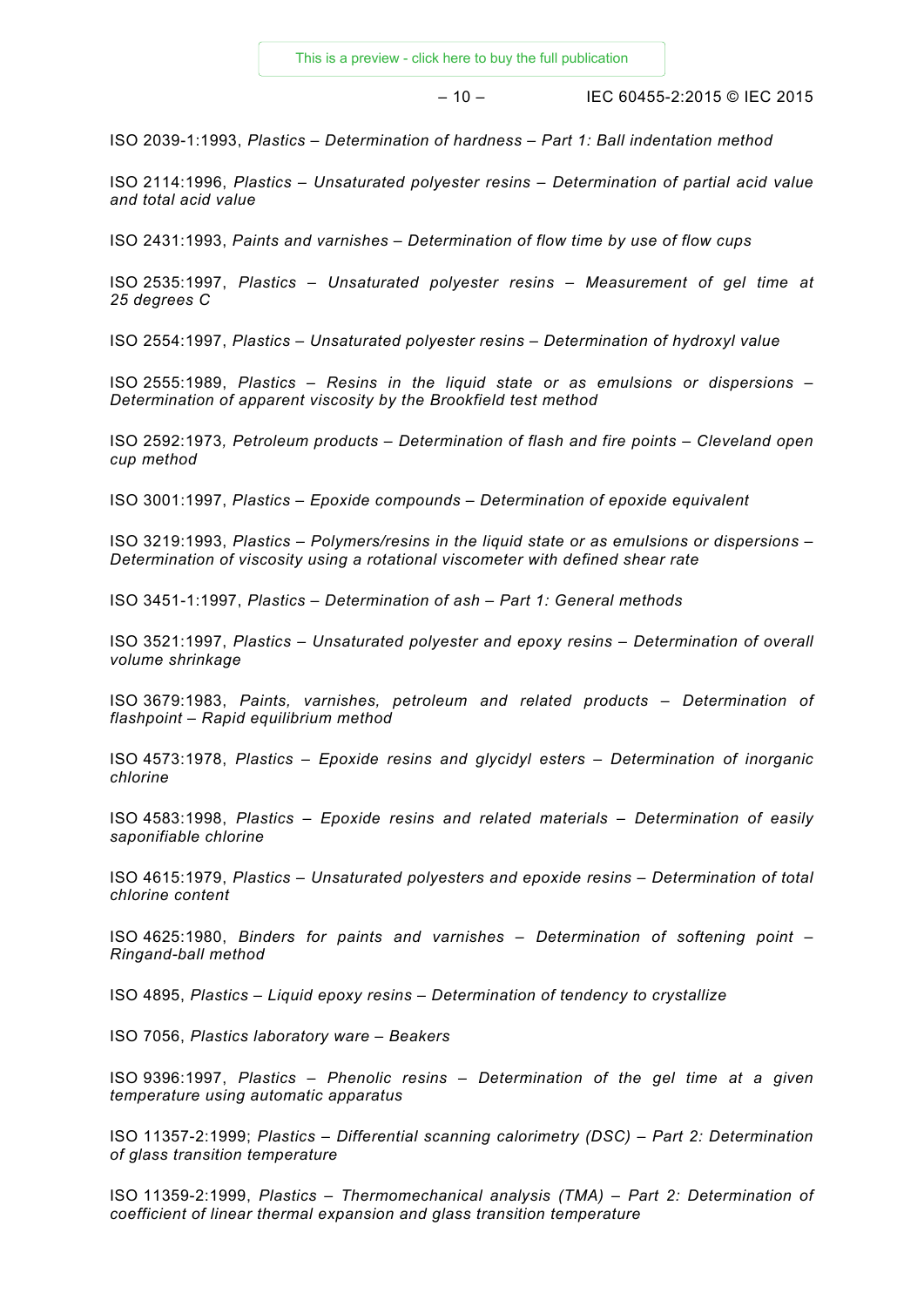ISO 2039-1:1993, *Plastics – Determination of hardness – Part 1: Ball indentation method*

ISO 2114:1996, *Plastics – Unsaturated polyester resins – Determination of partial acid value and total acid value*

ISO 2431:1993, *Paints and varnishes – Determination of flow time by use of flow cups*

ISO 2535:1997, *Plastics – Unsaturated polyester resins – Measurement of gel time at 25 degrees C*

ISO 2554:1997, *Plastics – Unsaturated polyester resins – Determination of hydroxyl value*

ISO 2555:1989, *Plastics – Resins in the liquid state or as emulsions or dispersions – Determination of apparent viscosity by the Brookfield test method*

ISO 2592:1973, *Petroleum products – Determination of flash and fire points – Cleveland open cup method*

ISO 3001:1997, *Plastics – Epoxide compounds – Determination of epoxide equivalent*

ISO 3219:1993, *Plastics – Polymers/resins in the liquid state or as emulsions or dispersions – Determination of viscosity using a rotational viscometer with defined shear rate*

ISO 3451-1:1997, *Plastics – Determination of ash – Part 1: General methods*

ISO 3521:1997, *Plastics – Unsaturated polyester and epoxy resins – Determination of overall volume shrinkage*

ISO 3679:1983, *Paints, varnishes, petroleum and related products – Determination of flashpoint – Rapid equilibrium method*

ISO 4573:1978, *Plastics – Epoxide resins and glycidyl esters – Determination of inorganic chlorine*

ISO 4583:1998, *Plastics – Epoxide resins and related materials – Determination of easily saponifiable chlorine*

ISO 4615:1979, *Plastics – Unsaturated polyesters and epoxide resins – Determination of total chlorine content*

ISO 4625:1980, *Binders for paints and varnishes – Determination of softening point – Ringand-ball method*

ISO 4895, *Plastics – Liquid epoxy resins – Determination of tendency to crystallize*

ISO 7056, *Plastics laboratory ware – Beakers*

ISO 9396:1997, *Plastics – Phenolic resins – Determination of the gel time at a given temperature using automatic apparatus*

ISO 11357-2:1999; *Plastics – Differential scanning calorimetry (DSC) – Part 2: Determination of glass transition temperature*

ISO 11359-2:1999, *Plastics – Thermomechanical analysis (TMA) – Part 2: Determination of coefficient of linear thermal expansion and glass transition temperature*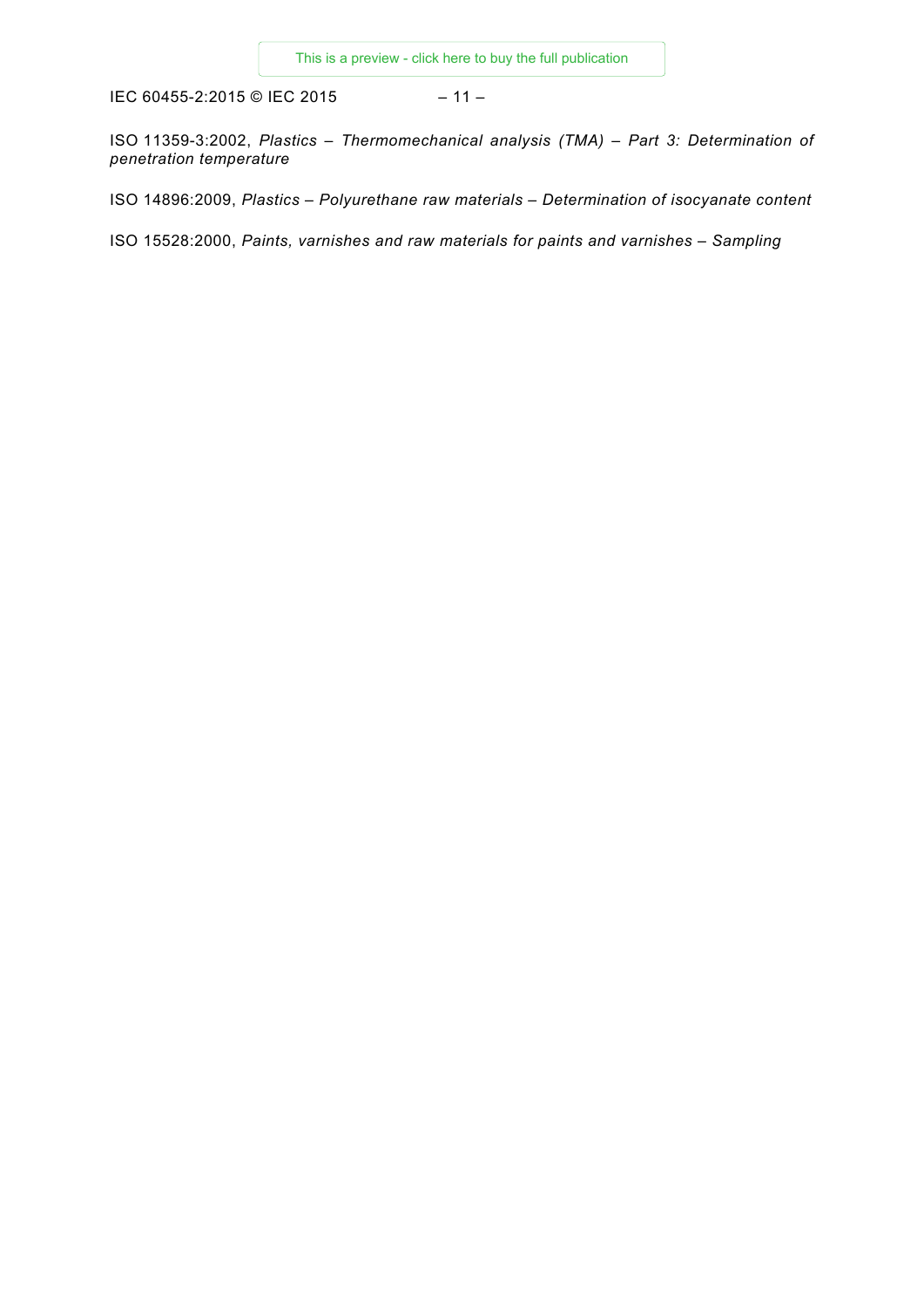ISO 11359-3:2002, *Plastics – Thermomechanical analysis (TMA) – Part 3: Determination of penetration temperature*

ISO 14896:2009, *Plastics – Polyurethane raw materials – Determination of isocyanate content*

ISO 15528:2000, *Paints, varnishes and raw materials for paints and varnishes – Sampling*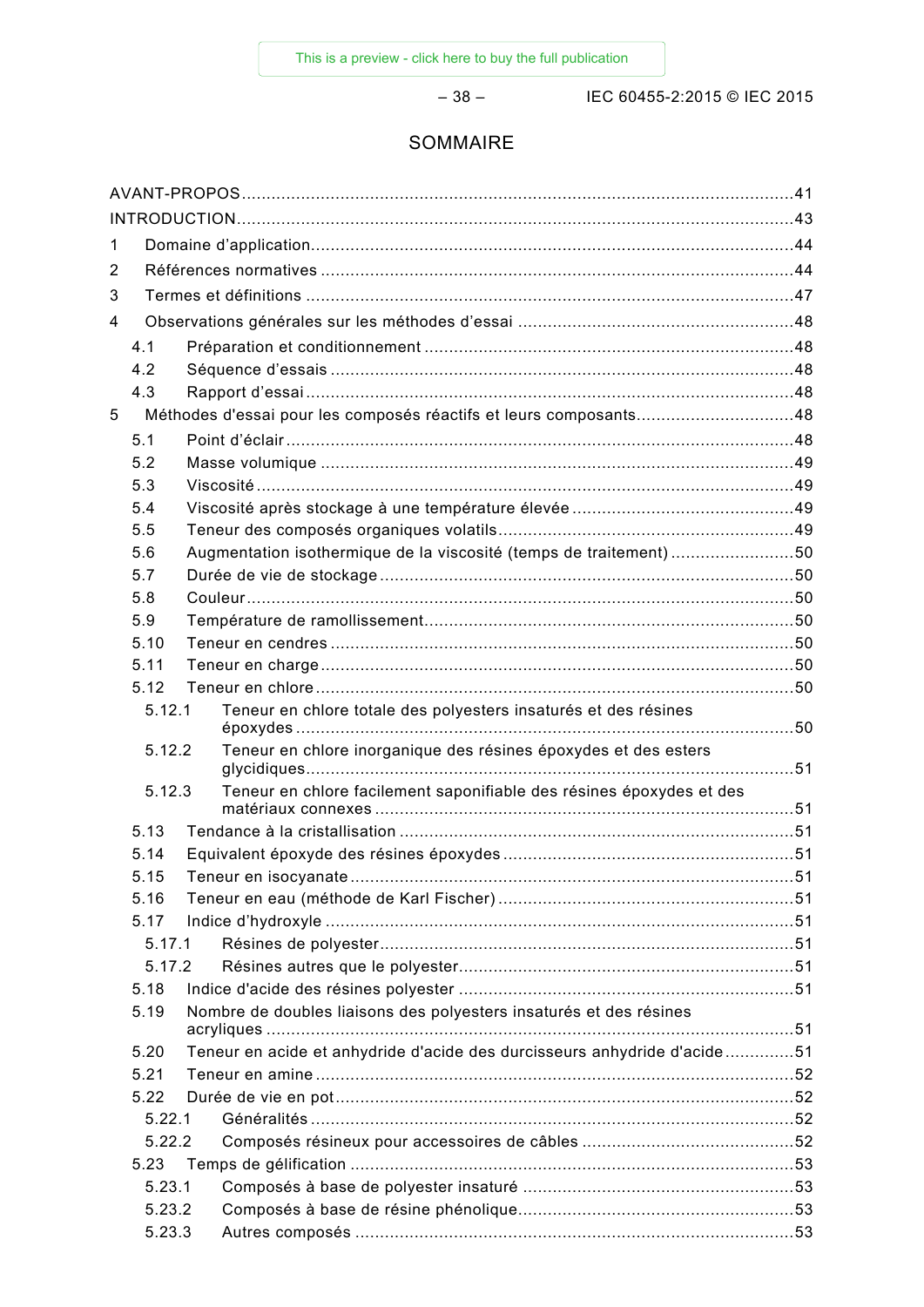# SOMMAIRE

AVANT-PROPOS ........................................................................................................41

INTRODUCTION ........................................................................................................43

1 Domaine d'application ........................................................................................44

2 Références normatives ........................................................................................44

3 Termes et définitions ..........................................................................................47

4 Observations générales sur les méthodes d'essai ................................................48

4.1 Préparation et conditionnement ......................................................................48

4.2 Séquence d'essais ..........................................................................................48

4.3 Rapport d'essai ...............................................................................................48

5 Méthodes d'essai pour les composés réactifs et leurs composants ........................48

5.1 Point d'éclair ...................................................................................................48

5.2 Masse volumique ............................................................................................49

5.3 Viscosité .........................................................................................................49

5.4 Viscosité après stockage à une température élevée ........................................49

5.5 Teneur des composés organiques volatils .......................................................49

5.6 Augmentation isothermique de la viscosité (temps de traitement) ....................50

5.7 Durée de vie de stockage ................................................................................50

5.8 Couleur ...........................................................................................................50

5.9 Température de ramollissement ......................................................................50

5.10 Teneur en cendres .........................................................................................50

5.11 Teneur en charge ...........................................................................................50

5.12 Teneur en chlore ............................................................................................50

5.12.1 Teneur en chlore totale des polyesters insaturés et des résines époxydes ....50

5.12.2 Teneur en chlore inorganique des résines époxydes et des esters glycidiques ....51

5.12.3 Teneur en chlore facilement saponifiable des résines époxydes et des matériaux connexes ....51

5.13 Tendance à la cristallisation ...........................................................................51

5.14 Equivalent époxyde des résines époxydes ......................................................51

5.15 Teneur en isocyanate .....................................................................................51

5.16 Teneur en eau (méthode de Karl Fischer) .......................................................51

5.17 Indice d'hydroxyle ..........................................................................................51

5.17.1 Résines de polyester ...................................................................................51

5.17.2 Résines autres que le polyester ...................................................................51

5.18 Indice d'acide des résines polyester ...............................................................51

5.19 Nombre de doubles liaisons des polyesters insaturés et des résines acryliques ....51

5.20 Teneur en acide et anhydride d'acide des durcisseurs anhydride d'acide ..........51

5.21 Teneur en amine ............................................................................................52

5.22 Durée de vie en pot ........................................................................................52

5.22.1 Généralités ..................................................................................................52

5.22.2 Composés résineux pour accessoires de câbles ...........................................52

5.23 Temps de gélification .....................................................................................53

5.23.1 Composés à base de polyester insaturé .......................................................53

5.23.2 Composés à base de résine phénolique .......................................................53

5.23.3 Autres composés .........................................................................................53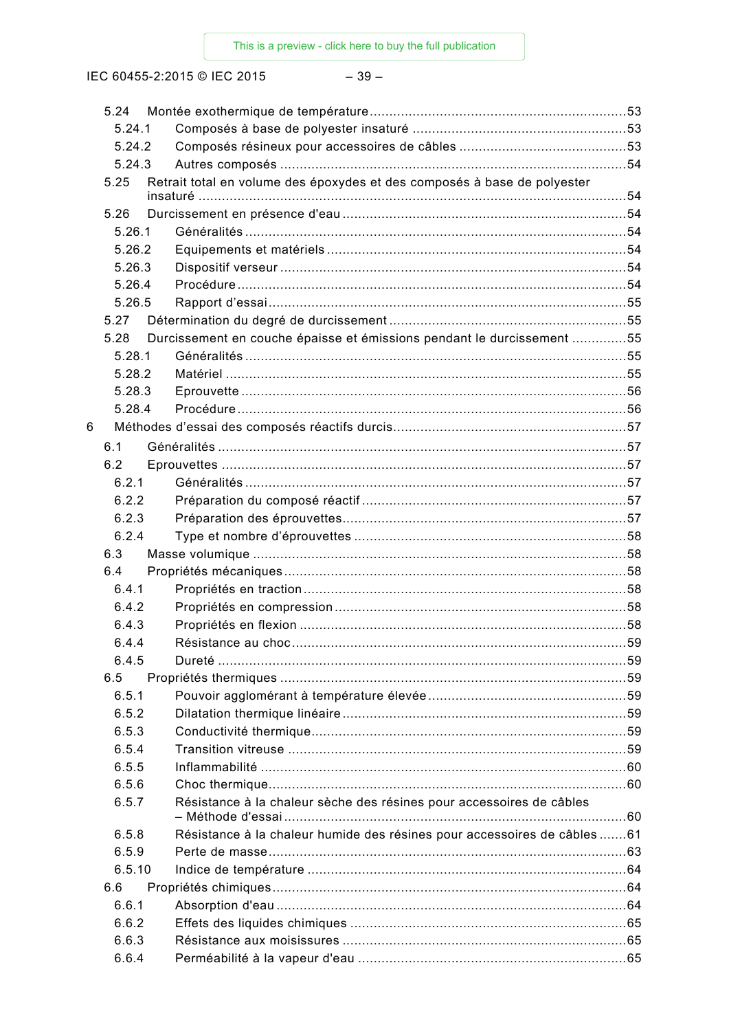5.24 Montée exothermique de température ................................................................. 53
5.24.1 Composés à base de polyester insaturé ...................................................... 53
5.24.2 Composés résineux pour accessoires de câbles .......................................... 53
5.24.3 Autres composés ......................................................................................... 54
5.25 Retrait total en volume des époxydes et des composés à base de polyester insaturé ............................................................................................................. 54
5.26 Durcissement en présence d'eau ....................................................................... 54
5.26.1 Généralités ................................................................................................. 54
5.26.2 Equipements et matériels ............................................................................ 54
5.26.3 Dispositif verseur ........................................................................................ 54
5.26.4 Procédure ................................................................................................... 54
5.26.5 Rapport d'essai ........................................................................................... 55
5.27 Détermination du degré de durcissement ............................................................ 55
5.28 Durcissement en couche épaisse et émissions pendant le durcissement ............. 55
5.28.1 Généralités ................................................................................................. 55
5.28.2 Matériel ...................................................................................................... 55
5.28.3 Eprouvette .................................................................................................. 56
5.28.4 Procédure ................................................................................................... 56
6 Méthodes d'essai des composés réactifs durcis ........................................................... 57
6.1 Généralités ........................................................................................................ 57
6.2 Eprouvettes ....................................................................................................... 57
6.2.1 Généralités ................................................................................................. 57
6.2.2 Préparation du composé réactif ................................................................... 57
6.2.3 Préparation des éprouvettes ........................................................................ 57
6.2.4 Type et nombre d'éprouvettes ...................................................................... 58
6.3 Masse volumique ............................................................................................... 58
6.4 Propriétés mécaniques ....................................................................................... 58
6.4.1 Propriétés en traction .................................................................................. 58
6.4.2 Propriétés en compression ........................................................................... 58
6.4.3 Propriétés en flexion ................................................................................... 58
6.4.4 Résistance au choc ..................................................................................... 59
6.4.5 Dureté ........................................................................................................ 59
6.5 Propriétés thermiques ........................................................................................ 59
6.5.1 Pouvoir agglomérant à température élevée .................................................. 59
6.5.2 Dilatation thermique linéaire ........................................................................ 59
6.5.3 Conductivité thermique ................................................................................ 59
6.5.4 Transition vitreuse ...................................................................................... 59
6.5.5 Inflammabilité ............................................................................................. 60
6.5.6 Choc thermique ........................................................................................... 60
6.5.7 Résistance à la chaleur sèche des résines pour accessoires de câbles – Méthode d'essai ........................................................................................... 60
6.5.8 Résistance à la chaleur humide des résines pour accessoires de câbles ....... 61
6.5.9 Perte de masse ........................................................................................... 63
6.5.10 Indice de température .................................................................................. 64
6.6 Propriétés chimiques .......................................................................................... 64
6.6.1 Absorption d'eau ......................................................................................... 64
6.6.2 Effets des liquides chimiques ...................................................................... 65
6.6.3 Résistance aux moisissures ........................................................................ 65
6.6.4 Perméabilité à la vapeur d'eau .................................................................... 65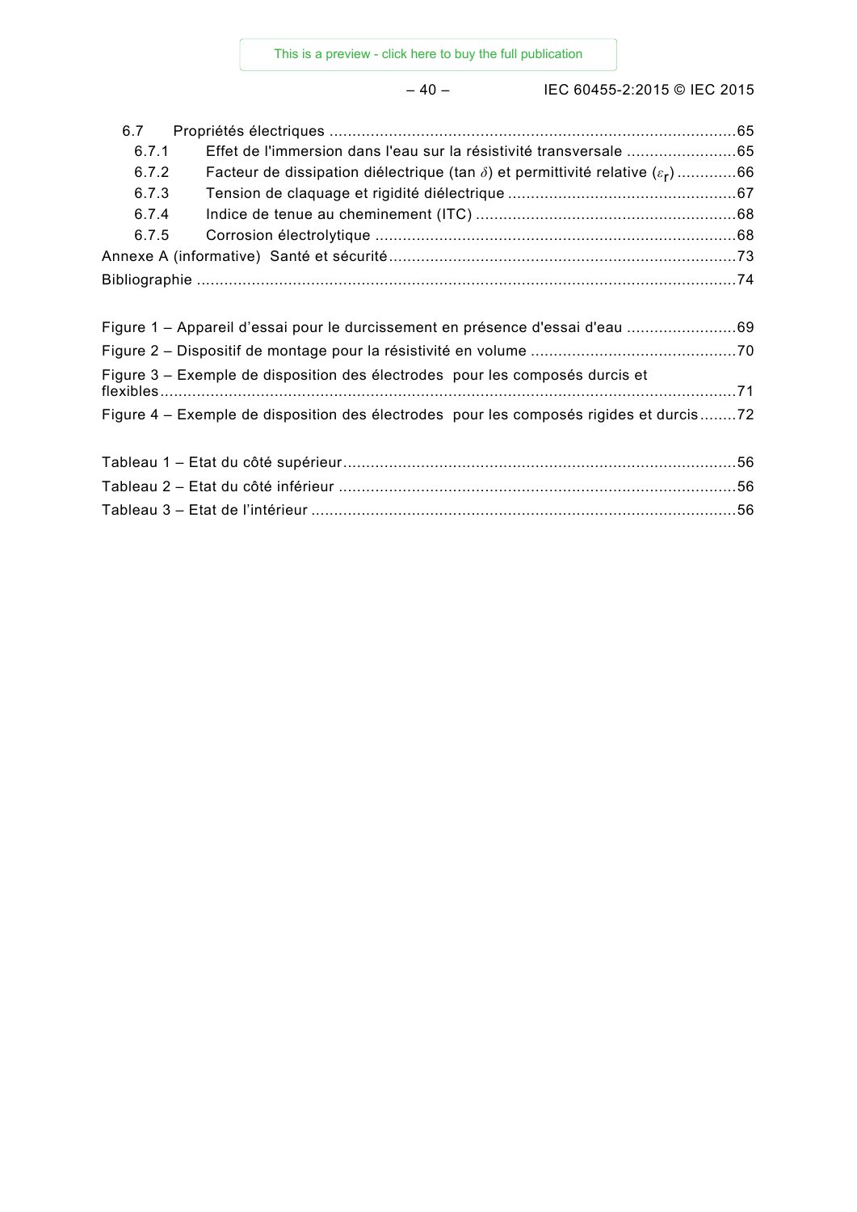6.7 Propriétés électriques ........................................................................................65

6.7.1 Effet de l'immersion dans l'eau sur la résistivité transversale ........................65

6.7.2 Facteur de dissipation diélectrique (tan $\delta$) et permittivité relative ($\varepsilon_r$) .............66

6.7.3 Tension de claquage et rigidité diélectrique ..................................................67

6.7.4 Indice de tenue au cheminement (ITC) .........................................................68

6.7.5 Corrosion électrolytique ...............................................................................68

Annexe A (informative) Santé et sécurité............................................................................73

Bibliographie .......................................................................................................................74

Figure 1 – Appareil d’essai pour le durcissement en présence d'essai d'eau ........................69

Figure 2 – Dispositif de montage pour la résistivité en volume .............................................70

Figure 3 – Exemple de disposition des électrodes pour les composés durcis et flexibles.............................................................................................................................71

Figure 4 – Exemple de disposition des électrodes pour les composés rigides et durcis........72

Tableau 1 – Etat du côté supérieur.....................................................................................56

Tableau 2 – Etat du côté inférieur .......................................................................................56

Tableau 3 – Etat de l’intérieur ............................................................................................56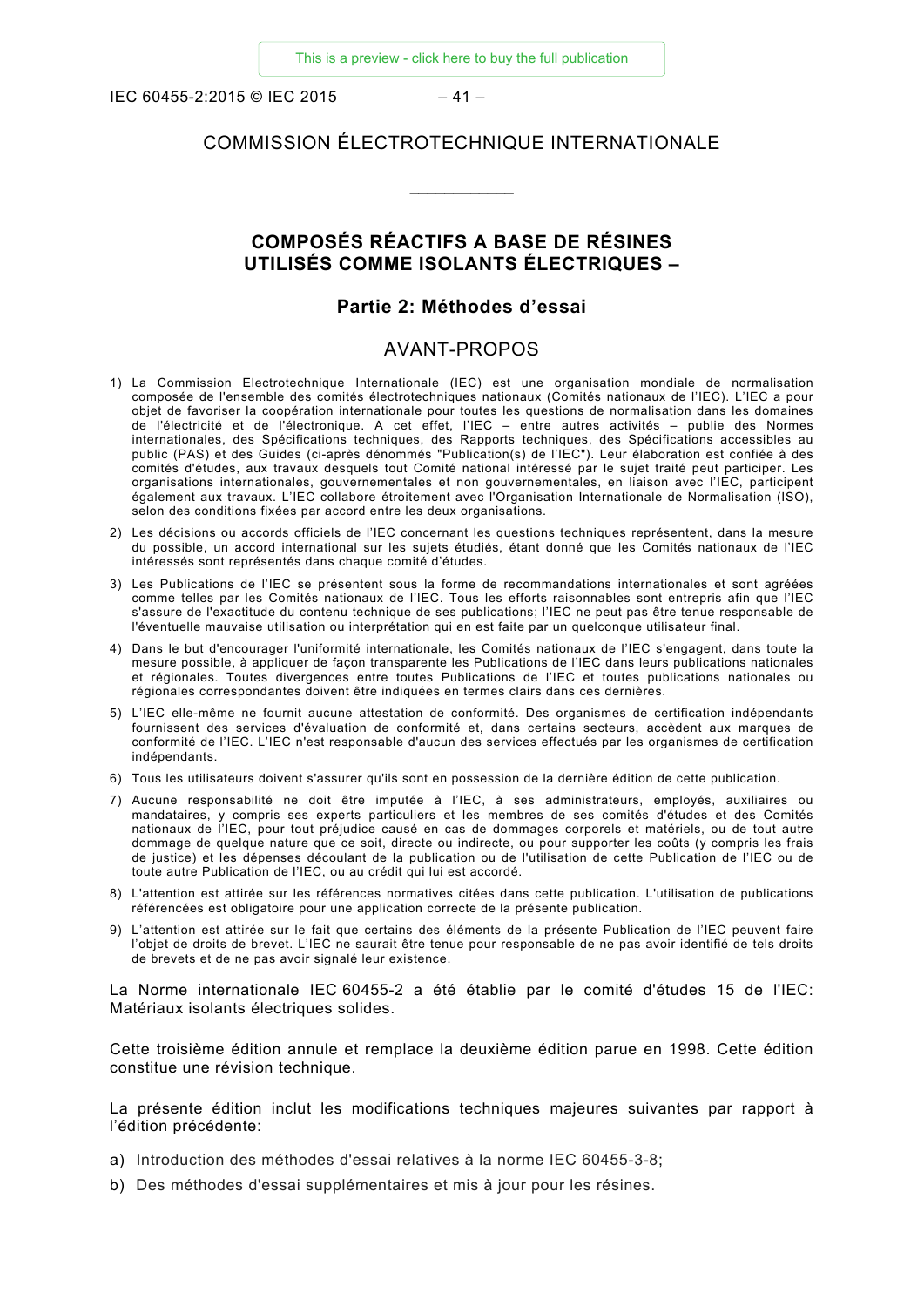COMMISSION ÉLECTROTECHNIQUE INTERNATIONALE

\_\_\_\_\_\_\_\_\_\_\_\_

# COMPOSÉS RÉACTIFS A BASE DE RÉSINES UTILISÉS COMME ISOLANTS ÉLECTRIQUES –

## Partie 2: Méthodes d'essai

## AVANT-PROPOS

1) La Commission Electrotechnique Internationale (IEC) est une organisation mondiale de normalisation composée de l'ensemble des comités électrotechniques nationaux (Comités nationaux de l'IEC). L'IEC a pour objet de favoriser la coopération internationale pour toutes les questions de normalisation dans les domaines de l'électricité et de l'électronique. A cet effet, l'IEC – entre autres activités – publie des Normes internationales, des Spécifications techniques, des Rapports techniques, des Spécifications accessibles au public (PAS) et des Guides (ci-après dénommés "Publication(s) de l'IEC"). Leur élaboration est confiée à des comités d'études, aux travaux desquels tout Comité national intéressé par le sujet traité peut participer. Les organisations internationales, gouvernementales et non gouvernementales, en liaison avec l'IEC, participent également aux travaux. L'IEC collabore étroitement avec l'Organisation Internationale de Normalisation (ISO), selon des conditions fixées par accord entre les deux organisations.
2) Les décisions ou accords officiels de l'IEC concernant les questions techniques représentent, dans la mesure du possible, un accord international sur les sujets étudiés, étant donné que les Comités nationaux de l'IEC intéressés sont représentés dans chaque comité d'études.
3) Les Publications de l'IEC se présentent sous la forme de recommandations internationales et sont agréées comme telles par les Comités nationaux de l'IEC. Tous les efforts raisonnables sont entrepris afin que l'IEC s'assure de l'exactitude du contenu technique de ses publications; l'IEC ne peut pas être tenue responsable de l'éventuelle mauvaise utilisation ou interprétation qui en est faite par un quelconque utilisateur final.
4) Dans le but d'encourager l'uniformité internationale, les Comités nationaux de l'IEC s'engagent, dans toute la mesure possible, à appliquer de façon transparente les Publications de l'IEC dans leurs publications nationales et régionales. Toutes divergences entre toutes Publications de l'IEC et toutes publications nationales ou régionales correspondantes doivent être indiquées en termes clairs dans ces dernières.
5) L'IEC elle-même ne fournit aucune attestation de conformité. Des organismes de certification indépendants fournissent des services d'évaluation de conformité et, dans certains secteurs, accèdent aux marques de conformité de l'IEC. L'IEC n'est responsable d'aucun des services effectués par les organismes de certification indépendants.
6) Tous les utilisateurs doivent s'assurer qu'ils sont en possession de la dernière édition de cette publication.
7) Aucune responsabilité ne doit être imputée à l'IEC, à ses administrateurs, employés, auxiliaires ou mandataires, y compris ses experts particuliers et les membres de ses comités d'études et des Comités nationaux de l'IEC, pour tout préjudice causé en cas de dommages corporels et matériels, ou de tout autre dommage de quelque nature que ce soit, directe ou indirecte, ou pour supporter les coûts (y compris les frais de justice) et les dépenses découlant de la publication ou de l'utilisation de cette Publication de l'IEC ou de toute autre Publication de l'IEC, ou au crédit qui lui est accordé.
8) L'attention est attirée sur les références normatives citées dans cette publication. L'utilisation de publications référencées est obligatoire pour une application correcte de la présente publication.
9) L'attention est attirée sur le fait que certains des éléments de la présente Publication de l'IEC peuvent faire l'objet de droits de brevet. L'IEC ne saurait être tenue pour responsable de ne pas avoir identifié de tels droits de brevets et de ne pas avoir signalé leur existence.

La Norme internationale IEC 60455-2 a été établie par le comité d'études 15 de l'IEC: Matériaux isolants électriques solides.

Cette troisième édition annule et remplace la deuxième édition parue en 1998. Cette édition constitue une révision technique.

La présente édition inclut les modifications techniques majeures suivantes par rapport à l'édition précédente:

a) Introduction des méthodes d'essai relatives à la norme IEC 60455-3-8;
b) Des méthodes d'essai supplémentaires et mis à jour pour les résines.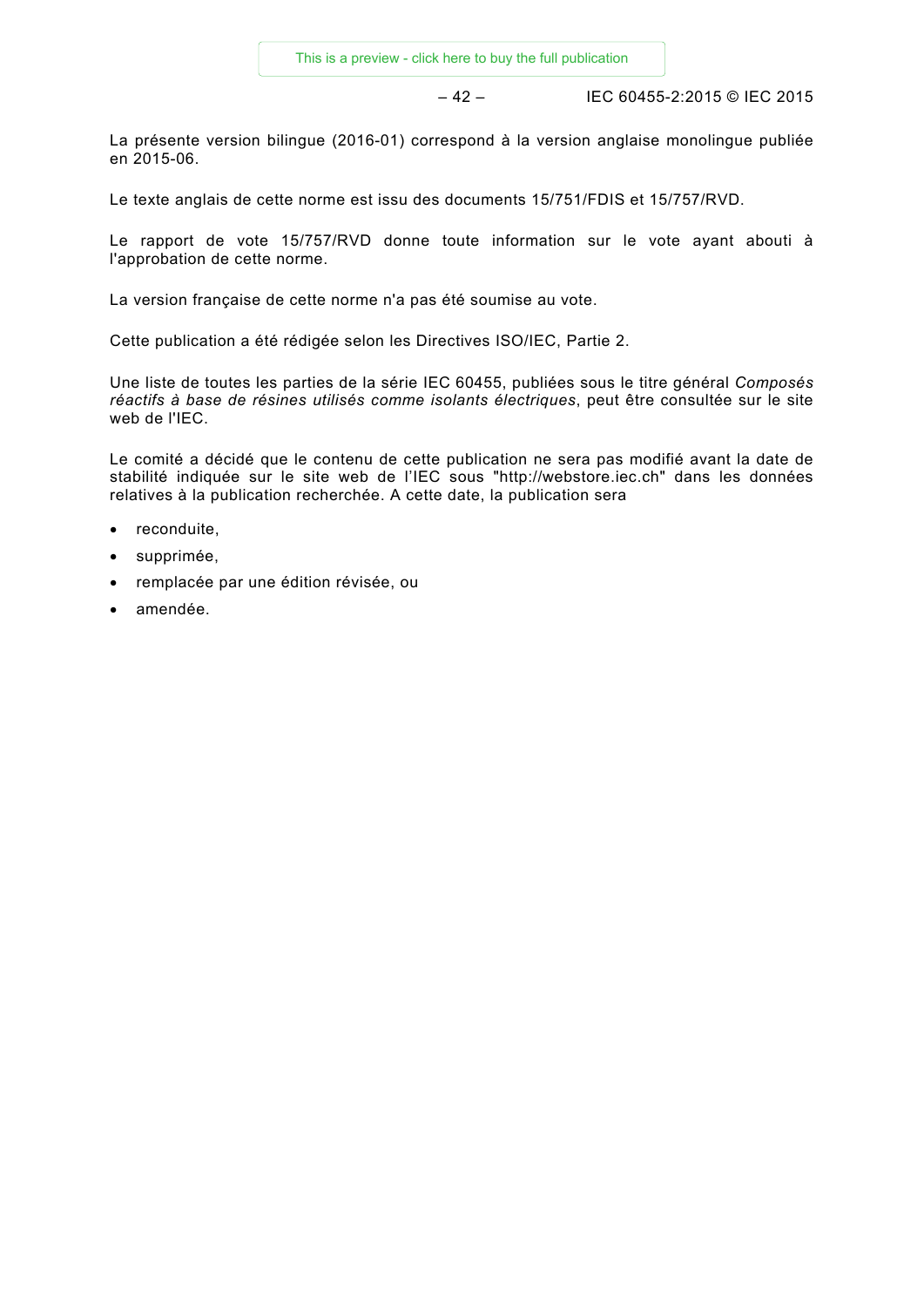La présente version bilingue (2016-01) correspond à la version anglaise monolingue publiée en 2015-06.

Le texte anglais de cette norme est issu des documents 15/751/FDIS et 15/757/RVD.

Le rapport de vote 15/757/RVD donne toute information sur le vote ayant abouti à l'approbation de cette norme.

La version française de cette norme n'a pas été soumise au vote.

Cette publication a été rédigée selon les Directives ISO/IEC, Partie 2.

Une liste de toutes les parties de la série IEC 60455, publiées sous le titre général *Composés réactifs à base de résines utilisés comme isolants électriques*, peut être consultée sur le site web de l'IEC.

Le comité a décidé que le contenu de cette publication ne sera pas modifié avant la date de stabilité indiquée sur le site web de l'IEC sous "http://webstore.iec.ch" dans les données relatives à la publication recherchée. A cette date, la publication sera

- reconduite,
- supprimée,
- remplacée par une édition révisée, ou
- amendée.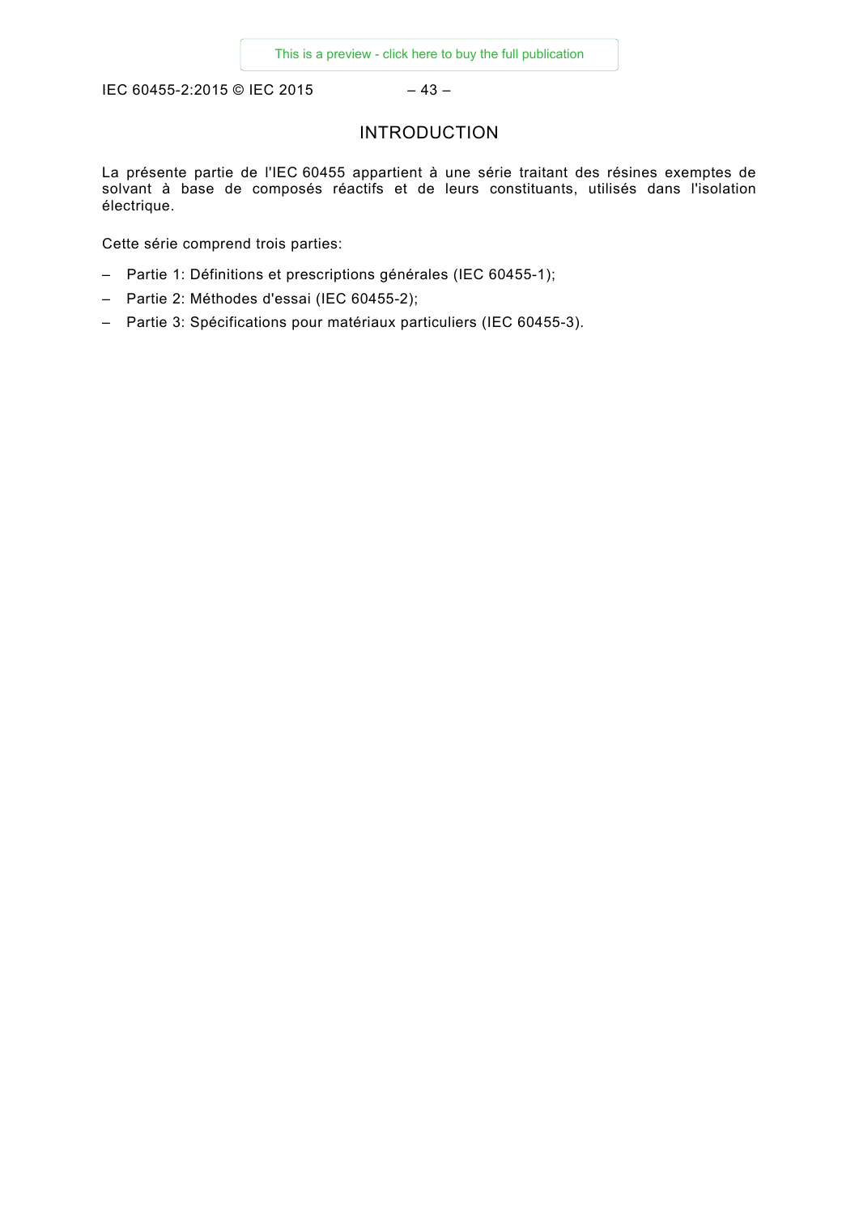# INTRODUCTION

La présente partie de l'IEC 60455 appartient à une série traitant des résines exemptes de solvant à base de composés réactifs et de leurs constituants, utilisés dans l'isolation électrique.

Cette série comprend trois parties:

– Partie 1: Définitions et prescriptions générales (IEC 60455-1);
– Partie 2: Méthodes d'essai (IEC 60455-2);
– Partie 3: Spécifications pour matériaux particuliers (IEC 60455-3).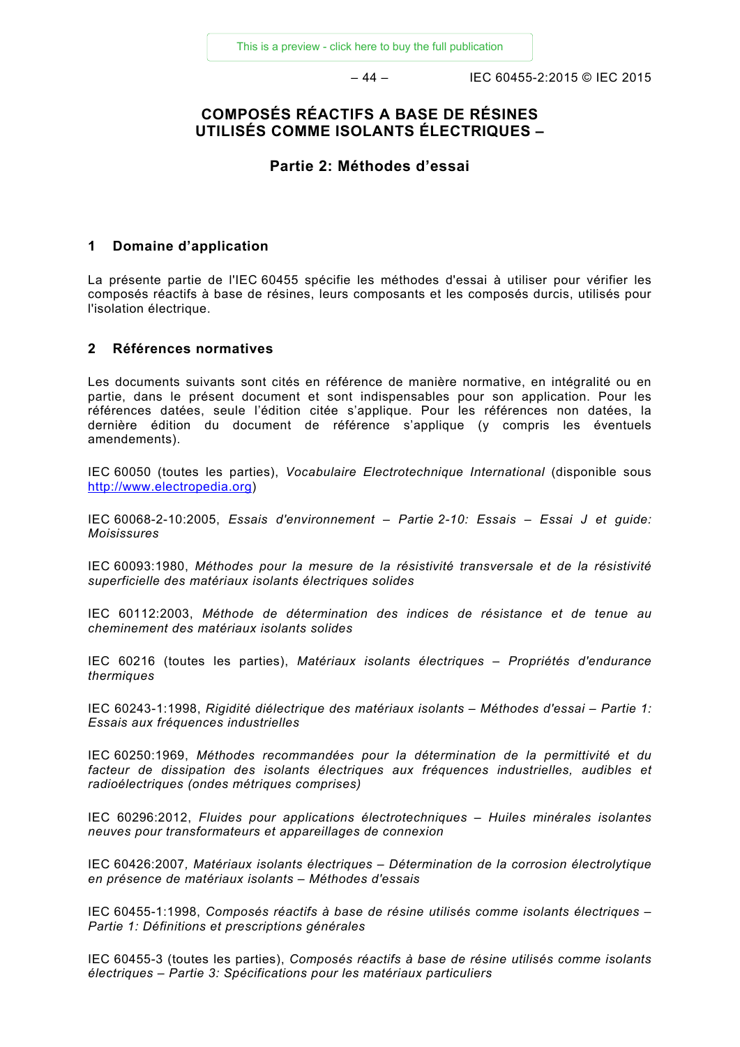# COMPOSÉS RÉACTIFS A BASE DE RÉSINES UTILISÉS COMME ISOLANTS ÉLECTRIQUES –

## Partie 2: Méthodes d'essai

## 1 Domaine d'application

La présente partie de l'IEC 60455 spécifie les méthodes d'essai à utiliser pour vérifier les composés réactifs à base de résines, leurs composants et les composés durcis, utilisés pour l'isolation électrique.

## 2 Références normatives

Les documents suivants sont cités en référence de manière normative, en intégralité ou en partie, dans le présent document et sont indispensables pour son application. Pour les références datées, seule l'édition citée s'applique. Pour les références non datées, la dernière édition du document de référence s'applique (y compris les éventuels amendements).

IEC 60050 (toutes les parties), *Vocabulaire Electrotechnique International* (disponible sous http://www.electropedia.org)

IEC 60068-2-10:2005, *Essais d'environnement – Partie 2-10: Essais – Essai J et guide: Moisissures*

IEC 60093:1980, *Méthodes pour la mesure de la résistivité transversale et de la résistivité superficielle des matériaux isolants électriques solides*

IEC 60112:2003, *Méthode de détermination des indices de résistance et de tenue au cheminement des matériaux isolants solides*

IEC 60216 (toutes les parties), *Matériaux isolants électriques – Propriétés d'endurance thermiques*

IEC 60243-1:1998, *Rigidité diélectrique des matériaux isolants – Méthodes d'essai – Partie 1: Essais aux fréquences industrielles*

IEC 60250:1969, *Méthodes recommandées pour la détermination de la permittivité et du facteur de dissipation des isolants électriques aux fréquences industrielles, audibles et radioélectriques (ondes métriques comprises)*

IEC 60296:2012, *Fluides pour applications électrotechniques – Huiles minérales isolantes neuves pour transformateurs et appareillages de connexion*

IEC 60426:2007*, Matériaux isolants électriques – Détermination de la corrosion électrolytique en présence de matériaux isolants – Méthodes d'essais*

IEC 60455-1:1998, *Composés réactifs à base de résine utilisés comme isolants électriques – Partie 1: Définitions et prescriptions générales*

IEC 60455-3 (toutes les parties), *Composés réactifs à base de résine utilisés comme isolants électriques – Partie 3: Spécifications pour les matériaux particuliers*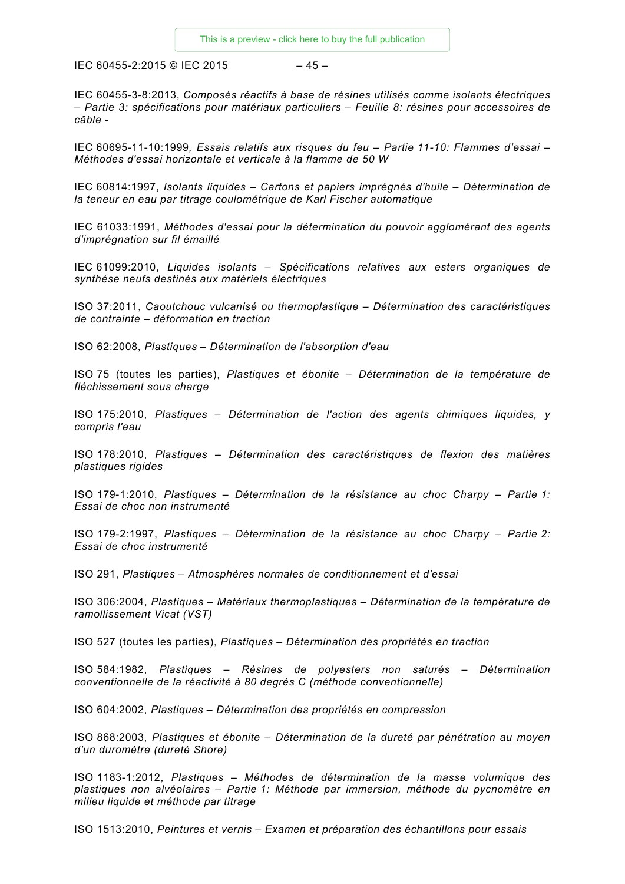IEC 60455-3-8:2013, *Composés réactifs à base de résines utilisés comme isolants électriques – Partie 3: spécifications pour matériaux particuliers – Feuille 8: résines pour accessoires de câble -*

IEC 60695-11-10:1999*, Essais relatifs aux risques du feu – Partie 11-10: Flammes d'essai – Méthodes d'essai horizontale et verticale à la flamme de 50 W*

IEC 60814:1997, *Isolants liquides – Cartons et papiers imprégnés d'huile – Détermination de la teneur en eau par titrage coulométrique de Karl Fischer automatique*

IEC 61033:1991, *Méthodes d'essai pour la détermination du pouvoir agglomérant des agents d'imprégnation sur fil émaillé*

IEC 61099:2010, *Liquides isolants – Spécifications relatives aux esters organiques de synthèse neufs destinés aux matériels électriques*

ISO 37:2011, *Caoutchouc vulcanisé ou thermoplastique – Détermination des caractéristiques de contrainte – déformation en traction*

ISO 62:2008, *Plastiques – Détermination de l'absorption d'eau*

ISO 75 (toutes les parties), *Plastiques et ébonite – Détermination de la température de fléchissement sous charge*

ISO 175:2010, *Plastiques – Détermination de l'action des agents chimiques liquides, y compris l'eau*

ISO 178:2010, *Plastiques – Détermination des caractéristiques de flexion des matières plastiques rigides*

ISO 179-1:2010, *Plastiques – Détermination de la résistance au choc Charpy – Partie 1: Essai de choc non instrumenté*

ISO 179-2:1997, *Plastiques – Détermination de la résistance au choc Charpy – Partie 2: Essai de choc instrumenté*

ISO 291, *Plastiques – Atmosphères normales de conditionnement et d'essai*

ISO 306:2004, *Plastiques – Matériaux thermoplastiques – Détermination de la température de ramollissement Vicat (VST)*

ISO 527 (toutes les parties), *Plastiques – Détermination des propriétés en traction*

ISO 584:1982, *Plastiques – Résines de polyesters non saturés – Détermination conventionnelle de la réactivité à 80 degrés C (méthode conventionnelle)*

ISO 604:2002, *Plastiques – Détermination des propriétés en compression*

ISO 868:2003, *Plastiques et ébonite – Détermination de la dureté par pénétration au moyen d'un duromètre (dureté Shore)*

ISO 1183-1:2012, *Plastiques – Méthodes de détermination de la masse volumique des plastiques non alvéolaires – Partie 1: Méthode par immersion, méthode du pycnomètre en milieu liquide et méthode par titrage*

ISO 1513:2010, *Peintures et vernis – Examen et préparation des échantillons pour essais*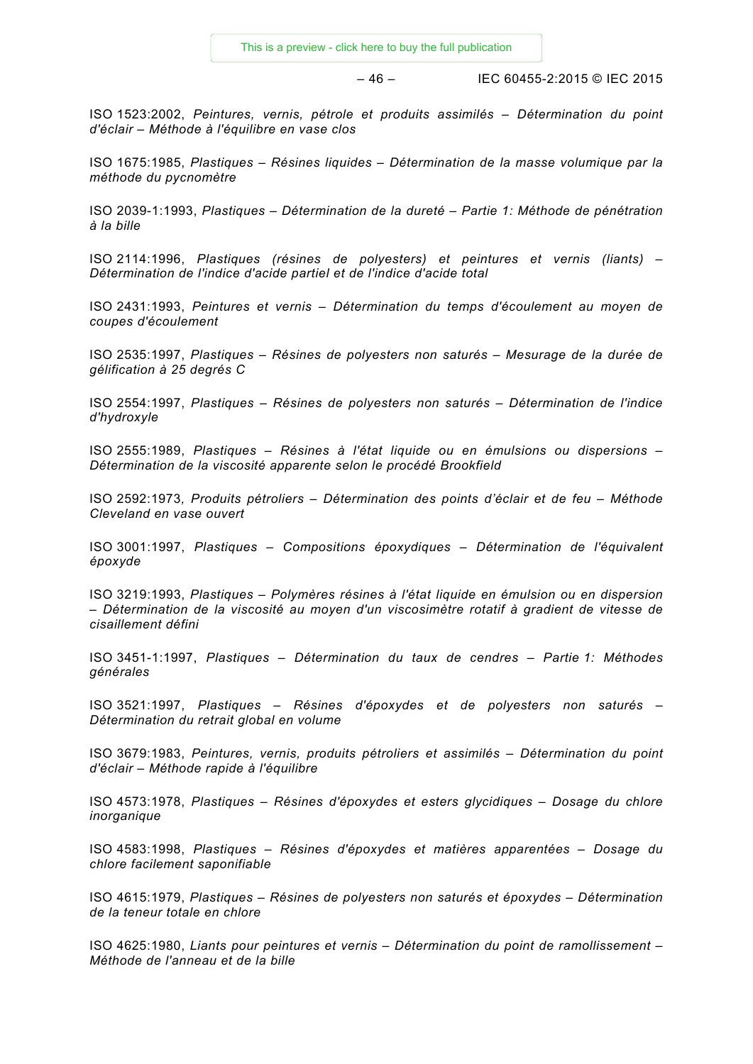ISO 1523:2002, *Peintures, vernis, pétrole et produits assimilés – Détermination du point d'éclair – Méthode à l'équilibre en vase clos*

ISO 1675:1985, *Plastiques – Résines liquides – Détermination de la masse volumique par la méthode du pycnomètre*

ISO 2039-1:1993, *Plastiques – Détermination de la dureté – Partie 1: Méthode de pénétration à la bille*

ISO 2114:1996, *Plastiques (résines de polyesters) et peintures et vernis (liants) – Détermination de l'indice d'acide partiel et de l'indice d'acide total*

ISO 2431:1993, *Peintures et vernis – Détermination du temps d'écoulement au moyen de coupes d'écoulement*

ISO 2535:1997, *Plastiques – Résines de polyesters non saturés – Mesurage de la durée de gélification à 25 degrés C*

ISO 2554:1997, *Plastiques – Résines de polyesters non saturés – Détermination de l'indice d'hydroxyle*

ISO 2555:1989, *Plastiques – Résines à l'état liquide ou en émulsions ou dispersions – Détermination de la viscosité apparente selon le procédé Brookfield*

ISO 2592:1973, *Produits pétroliers – Détermination des points d'éclair et de feu – Méthode Cleveland en vase ouvert*

ISO 3001:1997, *Plastiques – Compositions époxydiques – Détermination de l'équivalent époxyde*

ISO 3219:1993, *Plastiques – Polymères résines à l'état liquide en émulsion ou en dispersion – Détermination de la viscosité au moyen d'un viscosimètre rotatif à gradient de vitesse de cisaillement défini*

ISO 3451-1:1997, *Plastiques – Détermination du taux de cendres – Partie 1: Méthodes générales*

ISO 3521:1997, *Plastiques – Résines d'époxydes et de polyesters non saturés – Détermination du retrait global en volume*

ISO 3679:1983, *Peintures, vernis, produits pétroliers et assimilés – Détermination du point d'éclair – Méthode rapide à l'équilibre*

ISO 4573:1978, *Plastiques – Résines d'époxydes et esters glycidiques – Dosage du chlore inorganique*

ISO 4583:1998, *Plastiques – Résines d'époxydes et matières apparentées – Dosage du chlore facilement saponifiable*

ISO 4615:1979, *Plastiques – Résines de polyesters non saturés et époxydes – Détermination de la teneur totale en chlore*

ISO 4625:1980, *Liants pour peintures et vernis – Détermination du point de ramollissement – Méthode de l'anneau et de la bille*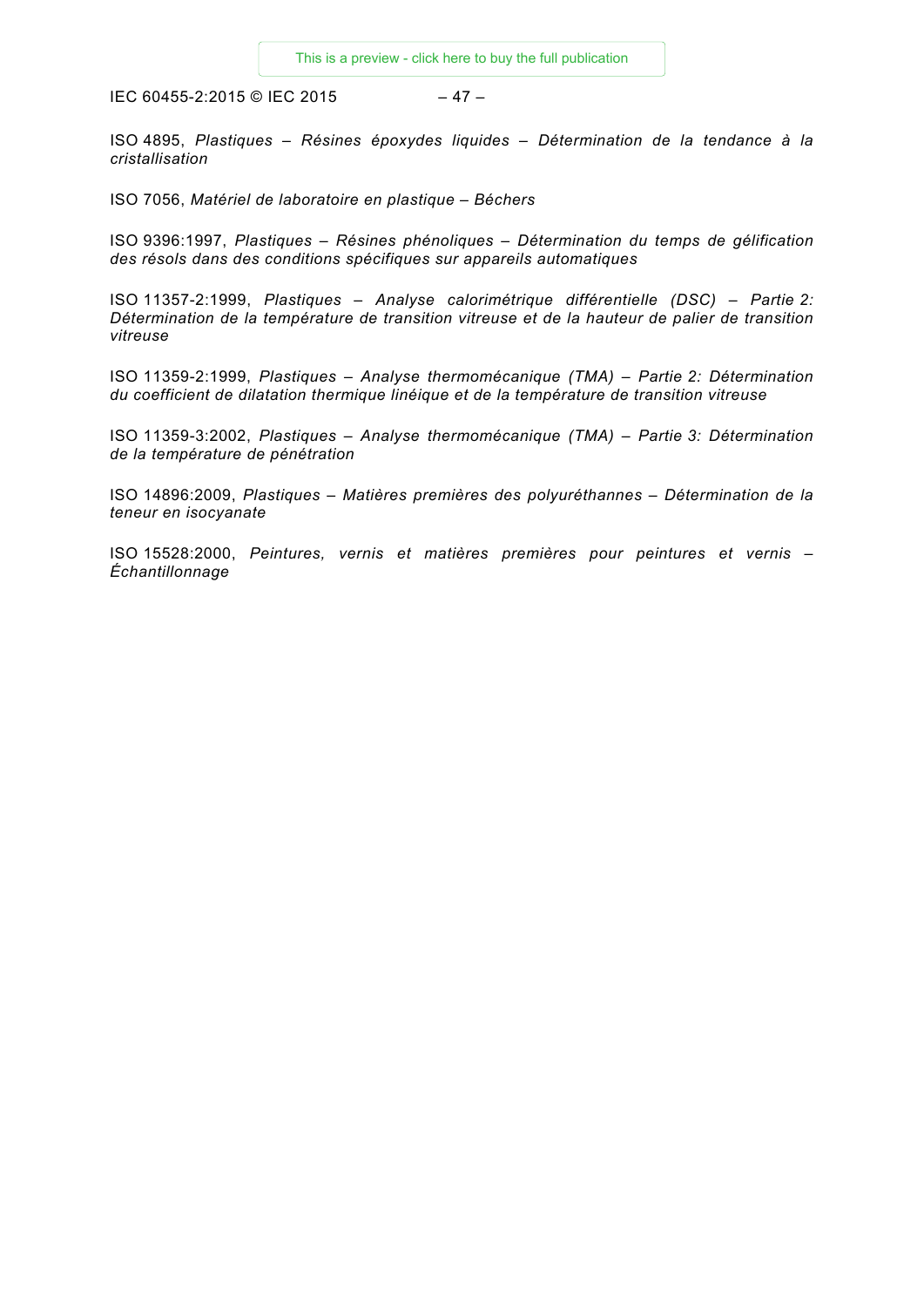ISO 4895, *Plastiques – Résines époxydes liquides – Détermination de la tendance à la cristallisation*

ISO 7056, *Matériel de laboratoire en plastique – Béchers*

ISO 9396:1997, *Plastiques – Résines phénoliques – Détermination du temps de gélification des résols dans des conditions spécifiques sur appareils automatiques*

ISO 11357-2:1999, *Plastiques – Analyse calorimétrique différentielle (DSC) – Partie 2: Détermination de la température de transition vitreuse et de la hauteur de palier de transition vitreuse*

ISO 11359-2:1999, *Plastiques – Analyse thermomécanique (TMA) – Partie 2: Détermination du coefficient de dilatation thermique linéique et de la température de transition vitreuse*

ISO 11359-3:2002, *Plastiques – Analyse thermomécanique (TMA) – Partie 3: Détermination de la température de pénétration*

ISO 14896:2009, *Plastiques – Matières premières des polyuréthannes – Détermination de la teneur en isocyanate*

ISO 15528:2000, *Peintures, vernis et matières premières pour peintures et vernis – Échantillonnage*